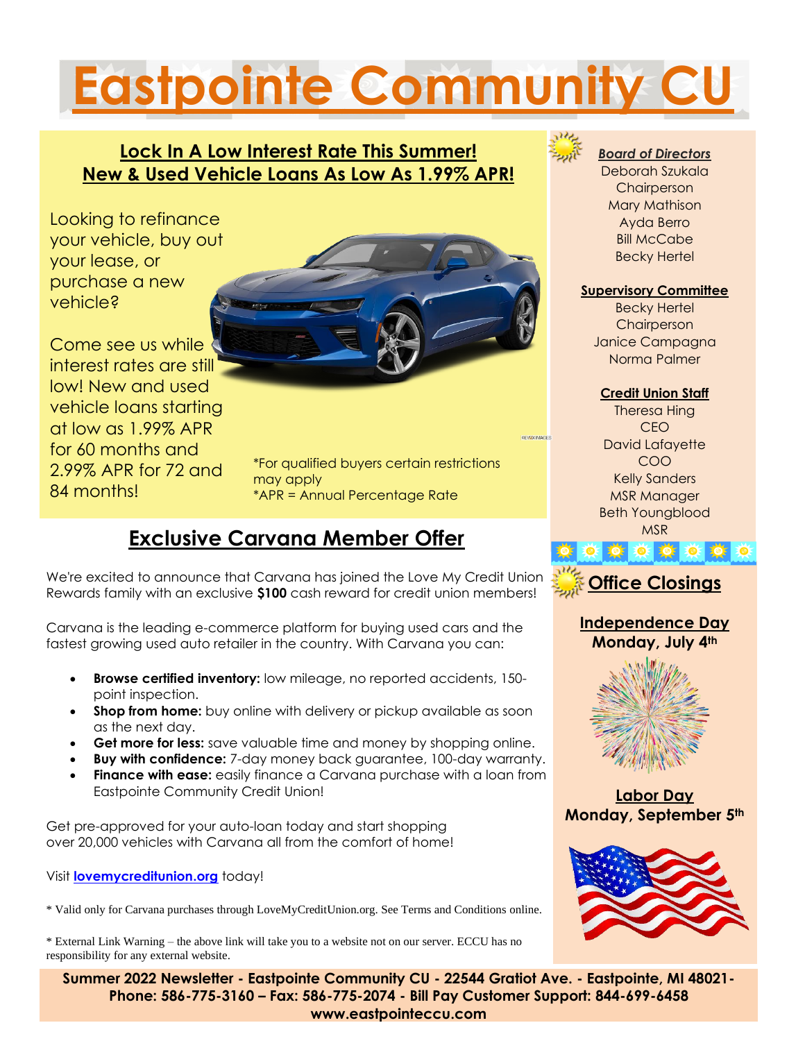# Eastpointe Community CU

## Lock In A Low Interest Rate This Summer!
## New & Used Vehicle Loans As Low As 1.99% APR!

Looking to refinance your vehicle, buy out your lease, or purchase a new vehicle?

Come see us while interest rates are still low! New and used vehicle loans starting at low as 1.99% APR for 60 months and 2.99% APR for 72 and 84 months!

*For qualified buyers certain restrictions may apply
*APR = Annual Percentage Rate

## Exclusive Carvana Member Offer

We're excited to announce that Carvana has joined the Love My Credit Union Rewards family with an exclusive **$100** cash reward for credit union members!

Carvana is the leading e-commerce platform for buying used cars and the fastest growing used auto retailer in the country. With Carvana you can:

- **Browse certified inventory:** low mileage, no reported accidents, 150-point inspection.
- **Shop from home:** buy online with delivery or pickup available as soon as the next day.
- **Get more for less:** save valuable time and money by shopping online.
- **Buy with confidence:** 7-day money back guarantee, 100-day warranty.
- **Finance with ease:** easily finance a Carvana purchase with a loan from Eastpointe Community Credit Union!

Get pre-approved for your auto-loan today and start shopping over 20,000 vehicles with Carvana all from the comfort of home!

Visit **lovemycreditunion.org** today!

* Valid only for Carvana purchases through LoveMyCreditUnion.org. See Terms and Conditions online.

* External Link Warning – the above link will take you to a website not on our server. ECCU has no responsibility for any external website.

### Board of Directors

Deborah Szukala
Chairperson
Mary Mathison
Ayda Berro
Bill McCabe
Becky Hertel

### Supervisory Committee

Becky Hertel
Chairperson
Janice Campagna
Norma Palmer

### Credit Union Staff

Theresa Hing
CEO
David Lafayette
COO
Kelly Sanders
MSR Manager
Beth Youngblood
MSR

## Office Closings

**Independence Day**
**Monday, July 4th**

**Labor Day**
**Monday, September 5th**

**Summer 2022 Newsletter - Eastpointe Community CU - 22544 Gratiot Ave. - Eastpointe, MI 48021- Phone: 586-775-3160 – Fax: 586-775-2074 - Bill Pay Customer Support: 844-699-6458 www.eastpointeccu.com**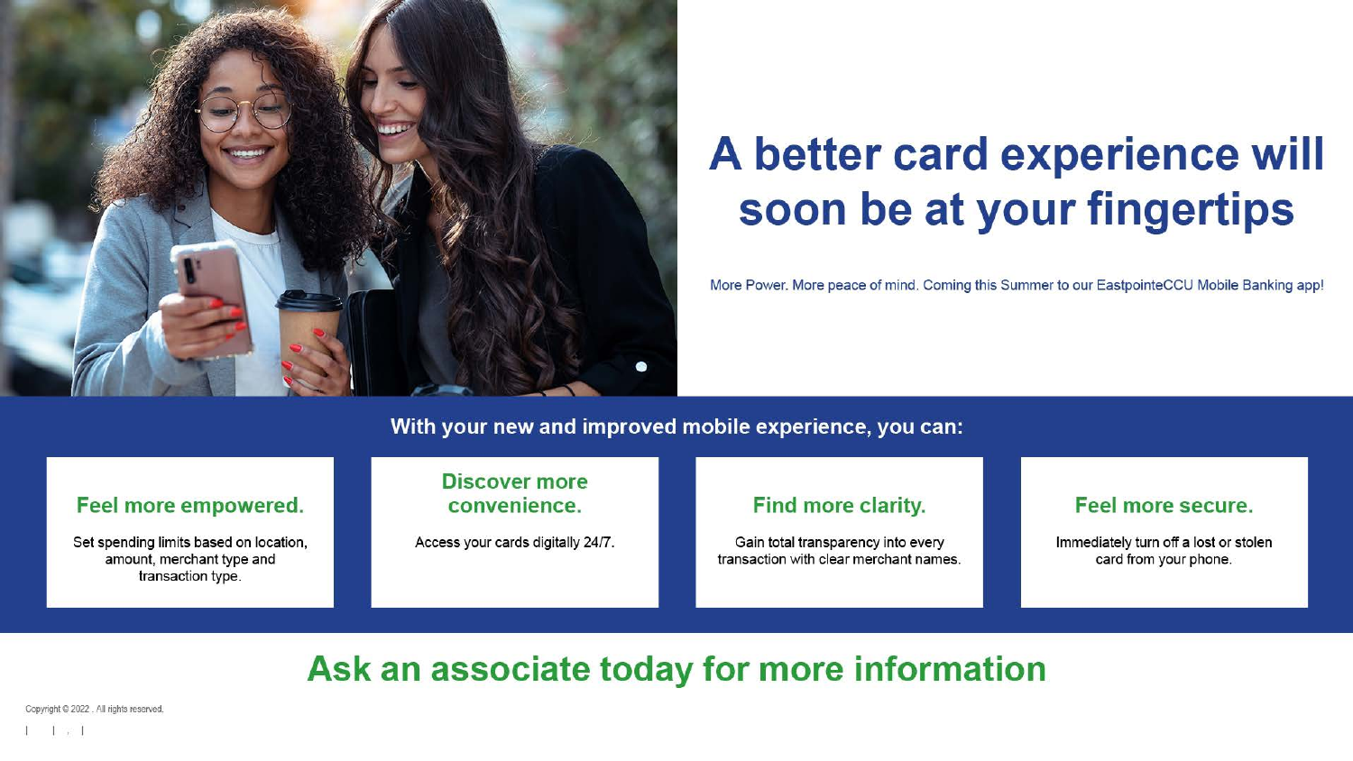# A better card experience will soon be at your fingertips

More Power. More peace of mind. Coming this Summer to our EastpointeCCU Mobile Banking app!

## With your new and improved mobile experience, you can:

### Feel more empowered.

Set spending limits based on location, amount, merchant type and transaction type.

### Discover more convenience.

Access your cards digitally 24/7.

### Find more clarity.

Gain total transparency into every transaction with clear merchant names.

### Feel more secure.

Immediately turn off a lost or stolen card from your phone.

## Ask an associate today for more information

Copyright © 2022 . All rights reserved.